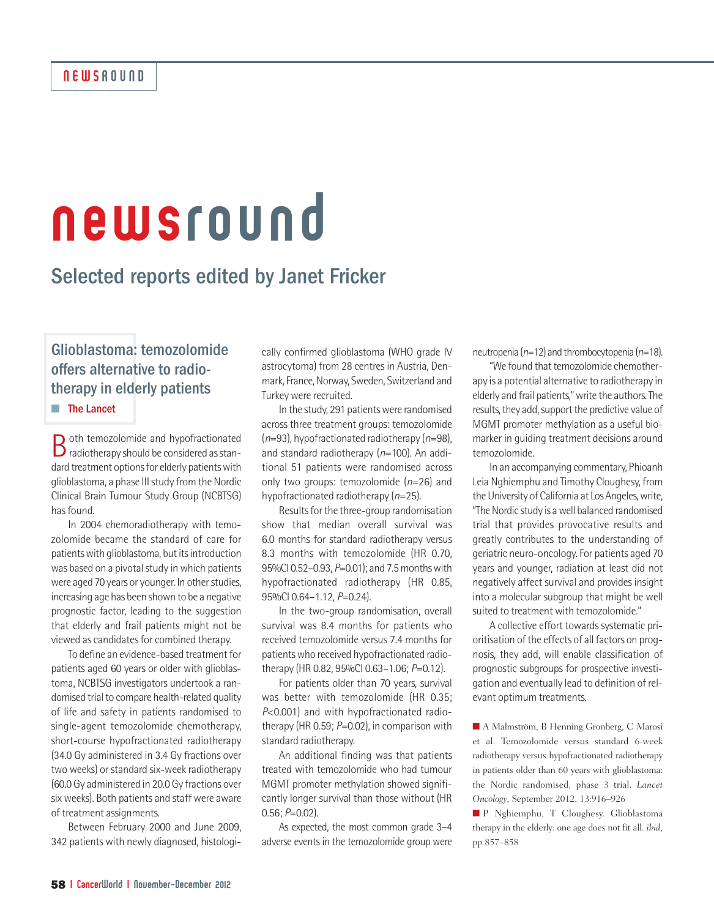# newsround

## Selected reports edited by Janet Fricker

### Glioblastoma: temozolomide offers alternative to radiotherapy in elderly patients

**The Lancet**

Both temozolomide and hypofractionated radiotherapy should be considered as standard treatment options for elderly patients with glioblastoma, a phase III study from the Nordic Clinical Brain Tumour Study Group (NCBTSG) has found.

In 2004 chemoradiotherapy with temozolomide became the standard of care for patients with glioblastoma, but its introduction was based on a pivotal study in which patients were aged 70 years or younger. In other studies, increasing age has been shown to be a negative prognostic factor, leading to the suggestion that elderly and frail patients might not be viewed as candidates for combined therapy.

To define an evidence-based treatment for patients aged 60 years or older with glioblastoma, NCBTSG investigators undertook a randomised trial to compare health-related quality of life and safety in patients randomised to single-agent temozolomide chemotherapy, short-course hypofractionated radiotherapy (34.0 Gy administered in 3.4 Gy fractions over two weeks) or standard six-week radiotherapy (60.0 Gy administered in 20.0 Gy fractions over six weeks). Both patients and staff were aware of treatment assignments.

Between February 2000 and June 2009, 342 patients with newly diagnosed, histologically confirmed glioblastoma (WHO grade IV astrocytoma) from 28 centres in Austria, Denmark, France, Norway, Sweden, Switzerland and Turkey were recruited.

In the study, 291 patients were randomised across three treatment groups: temozolomide ($n$=93), hypofractionated radiotherapy ($n$=98), and standard radiotherapy ($n$=100). An additional 51 patients were randomised across only two groups: temozolomide ($n$=26) and hypofractionated radiotherapy ($n$=25).

Results for the three-group randomisation show that median overall survival was 6.0 months for standard radiotherapy versus 8.3 months with temozolomide (HR 0.70, 95%CI 0.52–0.93, $P$=0.01); and 7.5 months with hypofractionated radiotherapy (HR 0.85, 95%CI 0.64–1.12, $P$=0.24).

In the two-group randomisation, overall survival was 8.4 months for patients who received temozolomide versus 7.4 months for patients who received hypofractionated radiotherapy (HR 0.82, 95%CI 0.63–1.06; $P$=0.12).

For patients older than 70 years, survival was better with temozolomide (HR 0.35; $P$<0.001) and with hypofractionated radiotherapy (HR 0.59; $P$=0.02), in comparison with standard radiotherapy.

An additional finding was that patients treated with temozolomide who had tumour MGMT promoter methylation showed significantly longer survival than those without (HR 0.56; $P$=0.02).

As expected, the most common grade 3–4 adverse events in the temozolomide group were neutropenia ($n$=12) and thrombocytopenia ($n$=18).

"We found that temozolomide chemotherapy is a potential alternative to radiotherapy in elderly and frail patients," write the authors. The results, they add, support the predictive value of MGMT promoter methylation as a useful biomarker in guiding treatment decisions around temozolomide.

In an accompanying commentary, Phioanh Leia Nghiemphu and Timothy Cloughesy, from the University of California at Los Angeles, write, "The Nordic study is a well balanced randomised trial that provides provocative results and greatly contributes to the understanding of geriatric neuro-oncology. For patients aged 70 years and younger, radiation at least did not negatively affect survival and provides insight into a molecular subgroup that might be well suited to treatment with temozolomide."

A collective effort towards systematic prioritisation of the effects of all factors on prognosis, they add, will enable classification of prognostic subgroups for prospective investigation and eventually lead to definition of relevant optimum treatments.

■ A Malmström, B Henning Gronberg, C Marosi et al. Temozolomide versus standard 6-week radiotherapy versus hypofractionated radiotherapy in patients older than 60 years with glioblastoma: the Nordic randomised, phase 3 trial. *Lancet Oncology*, September 2012, 13:916–926

■ P Nghiemphu, T Cloughesy. Glioblastoma therapy in the elderly: one age does not fit all. *ibid*, pp 857–858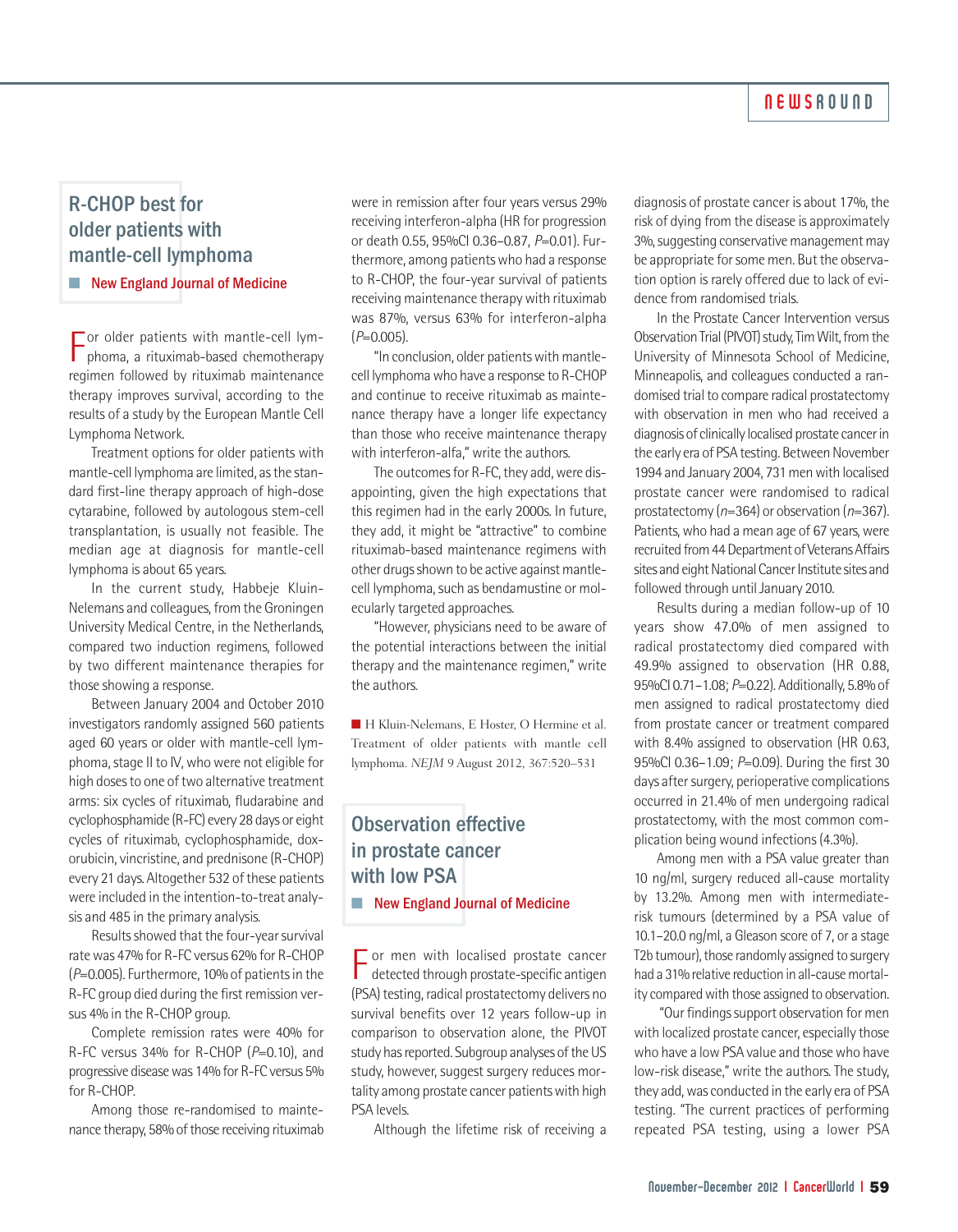## R-CHOP best for older patients with mantle-cell lymphoma

**New England Journal of Medicine**

For older patients with mantle-cell lymphoma, a rituximab-based chemotherapy regimen followed by rituximab maintenance therapy improves survival, according to the results of a study by the European Mantle Cell Lymphoma Network.

Treatment options for older patients with mantle-cell lymphoma are limited, as the standard first-line therapy approach of high-dose cytarabine, followed by autologous stem-cell transplantation, is usually not feasible. The median age at diagnosis for mantle-cell lymphoma is about 65 years.

In the current study, Habbeje Kluin-Nelemans and colleagues, from the Groningen University Medical Centre, in the Netherlands, compared two induction regimens, followed by two different maintenance therapies for those showing a response.

Between January 2004 and October 2010 investigators randomly assigned 560 patients aged 60 years or older with mantle-cell lymphoma, stage II to IV, who were not eligible for high doses to one of two alternative treatment arms: six cycles of rituximab, fludarabine and cyclophosphamide (R-FC) every 28 days or eight cycles of rituximab, cyclophosphamide, doxorubicin, vincristine, and prednisone (R-CHOP) every 21 days. Altogether 532 of these patients were included in the intention-to-treat analysis and 485 in the primary analysis.

Results showed that the four-year survival rate was 47% for R-FC versus 62% for R-CHOP ($P$=0.005). Furthermore, 10% of patients in the R-FC group died during the first remission versus 4% in the R-CHOP group.

Complete remission rates were 40% for R-FC versus 34% for R-CHOP ($P$=0.10), and progressive disease was 14% for R-FC versus 5% for R-CHOP.

Among those re-randomised to maintenance therapy, 58% of those receiving rituximab were in remission after four years versus 29% receiving interferon-alpha (HR for progression or death 0.55, 95%CI 0.36–0.87, $P$=0.01). Furthermore, among patients who had a response to R-CHOP, the four-year survival of patients receiving maintenance therapy with rituximab was 87%, versus 63% for interferon-alpha ($P$=0.005).

"In conclusion, older patients with mantle-cell lymphoma who have a response to R-CHOP and continue to receive rituximab as maintenance therapy have a longer life expectancy than those who receive maintenance therapy with interferon-alfa," write the authors.

The outcomes for R-FC, they add, were disappointing, given the high expectations that this regimen had in the early 2000s. In future, they add, it might be "attractive" to combine rituximab-based maintenance regimens with other drugs shown to be active against mantle-cell lymphoma, such as bendamustine or molecularly targeted approaches.

"However, physicians need to be aware of the potential interactions between the initial therapy and the maintenance regimen," write the authors.

■ H Kluin-Nelemans, E Hoster, O Hermine et al. Treatment of older patients with mantle cell lymphoma. *NEJM* 9 August 2012, 367:520–531

## Observation effective in prostate cancer with low PSA

**New England Journal of Medicine**

For men with localised prostate cancer detected through prostate-specific antigen (PSA) testing, radical prostatectomy delivers no survival benefits over 12 years follow-up in comparison to observation alone, the PIVOT study has reported. Subgroup analyses of the US study, however, suggest surgery reduces mortality among prostate cancer patients with high PSA levels.

Although the lifetime risk of receiving a diagnosis of prostate cancer is about 17%, the risk of dying from the disease is approximately 3%, suggesting conservative management may be appropriate for some men. But the observation option is rarely offered due to lack of evidence from randomised trials.

In the Prostate Cancer Intervention versus Observation Trial (PIVOT) study, Tim Wilt, from the University of Minnesota School of Medicine, Minneapolis, and colleagues conducted a randomised trial to compare radical prostatectomy with observation in men who had received a diagnosis of clinically localised prostate cancer in the early era of PSA testing. Between November 1994 and January 2004, 731 men with localised prostate cancer were randomised to radical prostatectomy ($n$=364) or observation ($n$=367). Patients, who had a mean age of 67 years, were recruited from 44 Department of Veterans Affairs sites and eight National Cancer Institute sites and followed through until January 2010.

Results during a median follow-up of 10 years show 47.0% of men assigned to radical prostatectomy died compared with 49.9% assigned to observation (HR 0.88, 95%CI 0.71–1.08; $P$=0.22). Additionally, 5.8% of men assigned to radical prostatectomy died from prostate cancer or treatment compared with 8.4% assigned to observation (HR 0.63, 95%CI 0.36–1.09; $P$=0.09). During the first 30 days after surgery, perioperative complications occurred in 21.4% of men undergoing radical prostatectomy, with the most common complication being wound infections (4.3%).

Among men with a PSA value greater than 10 ng/ml, surgery reduced all-cause mortality by 13.2%. Among men with intermediate-risk tumours (determined by a PSA value of 10.1–20.0 ng/ml, a Gleason score of 7, or a stage T2b tumour), those randomly assigned to surgery had a 31% relative reduction in all-cause mortality compared with those assigned to observation.

"Our findings support observation for men with localized prostate cancer, especially those who have a low PSA value and those who have low-risk disease," write the authors. The study, they add, was conducted in the early era of PSA testing. "The current practices of performing repeated PSA testing, using a lower PSA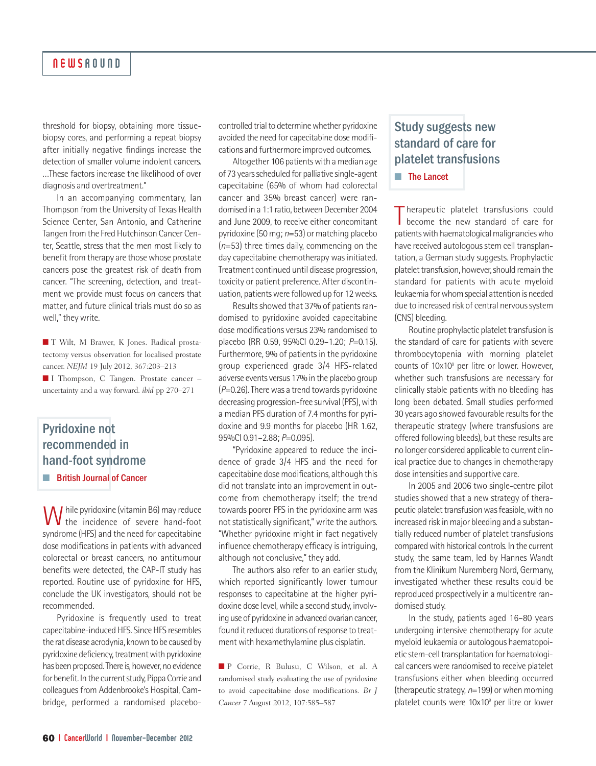threshold for biopsy, obtaining more tissue-biopsy cores, and performing a repeat biopsy after initially negative findings increase the detection of smaller volume indolent cancers. …These factors increase the likelihood of over diagnosis and overtreatment."

In an accompanying commentary, Ian Thompson from the University of Texas Health Science Center, San Antonio, and Catherine Tangen from the Fred Hutchinson Cancer Center, Seattle, stress that the men most likely to benefit from therapy are those whose prostate cancers pose the greatest risk of death from cancer. "The screening, detection, and treatment we provide must focus on cancers that matter, and future clinical trials must do so as well," they write.

■ T Wilt, M Brawer, K Jones. Radical prostatectomy versus observation for localised prostate cancer. *NEJM* 19 July 2012, 367:203–213

■ I Thompson, C Tangen. Prostate cancer – uncertainty and a way forward. *ibid* pp 270–271

## Pyridoxine not recommended in hand-foot syndrome

**British Journal of Cancer**

While pyridoxine (vitamin B6) may reduce the incidence of severe hand-foot syndrome (HFS) and the need for capecitabine dose modifications in patients with advanced colorectal or breast cancers, no antitumour benefits were detected, the CAP-IT study has reported. Routine use of pyridoxine for HFS, conclude the UK investigators, should not be recommended.

Pyridoxine is frequently used to treat capecitabine-induced HFS. Since HFS resembles the rat disease acrodynia, known to be caused by pyridoxine deficiency, treatment with pyridoxine has been proposed. There is, however, no evidence for benefit. In the current study, Pippa Corrie and colleagues from Addenbrooke's Hospital, Cambridge, performed a randomised placebo-controlled trial to determine whether pyridoxine avoided the need for capecitabine dose modifications and furthermore improved outcomes.

Altogether 106 patients with a median age of 73 years scheduled for palliative single-agent capecitabine (65% of whom had colorectal cancer and 35% breast cancer) were randomised in a 1:1 ratio, between December 2004 and June 2009, to receive either concomitant pyridoxine (50 mg; $n$=53) or matching placebo ($n$=53) three times daily, commencing on the day capecitabine chemotherapy was initiated. Treatment continued until disease progression, toxicity or patient preference. After discontinuation, patients were followed up for 12 weeks.

Results showed that 37% of patients randomised to pyridoxine avoided capecitabine dose modifications versus 23% randomised to placebo (RR 0.59, 95%CI 0.29–1.20; $P$=0.15). Furthermore, 9% of patients in the pyridoxine group experienced grade 3/4 HFS-related adverse events versus 17% in the placebo group ($P$=0.26). There was a trend towards pyridoxine decreasing progression-free survival (PFS), with a median PFS duration of 7.4 months for pyridoxine and 9.9 months for placebo (HR 1.62, 95%CI 0.91–2.88; $P$=0.095).

"Pyridoxine appeared to reduce the incidence of grade 3/4 HFS and the need for capecitabine dose modifications, although this did not translate into an improvement in outcome from chemotherapy itself; the trend towards poorer PFS in the pyridoxine arm was not statistically significant," write the authors. "Whether pyridoxine might in fact negatively influence chemotherapy efficacy is intriguing, although not conclusive," they add.

The authors also refer to an earlier study, which reported significantly lower tumour responses to capecitabine at the higher pyridoxine dose level, while a second study, involving use of pyridoxine in advanced ovarian cancer, found it reduced durations of response to treatment with hexamethylamine plus cisplatin.

■ P Corrie, R Bulusu, C Wilson, et al. A randomised study evaluating the use of pyridoxine to avoid capecitabine dose modifications. *Br J Cancer* 7 August 2012, 107:585–587

## Study suggests new standard of care for platelet transfusions

**The Lancet**

Therapeutic platelet transfusions could become the new standard of care for patients with haematological malignancies who have received autologous stem cell transplantation, a German study suggests. Prophylactic platelet transfusion, however, should remain the standard for patients with acute myeloid leukaemia for whom special attention is needed due to increased risk of central nervous system (CNS) bleeding.

Routine prophylactic platelet transfusion is the standard of care for patients with severe thrombocytopenia with morning platelet counts of $10x10^9$ per litre or lower. However, whether such transfusions are necessary for clinically stable patients with no bleeding has long been debated. Small studies performed 30 years ago showed favourable results for the therapeutic strategy (where transfusions are offered following bleeds), but these results are no longer considered applicable to current clinical practice due to changes in chemotherapy dose intensities and supportive care.

In 2005 and 2006 two single-centre pilot studies showed that a new strategy of therapeutic platelet transfusion was feasible, with no increased risk in major bleeding and a substantially reduced number of platelet transfusions compared with historical controls. In the current study, the same team, led by Hannes Wandt from the Klinikum Nuremberg Nord, Germany, investigated whether these results could be reproduced prospectively in a multicentre randomised study.

In the study, patients aged 16–80 years undergoing intensive chemotherapy for acute myeloid leukaemia or autologous haematopoietic stem-cell transplantation for haematological cancers were randomised to receive platelet transfusions either when bleeding occurred (therapeutic strategy, $n$=199) or when morning platelet counts were $10x10^9$ per litre or lower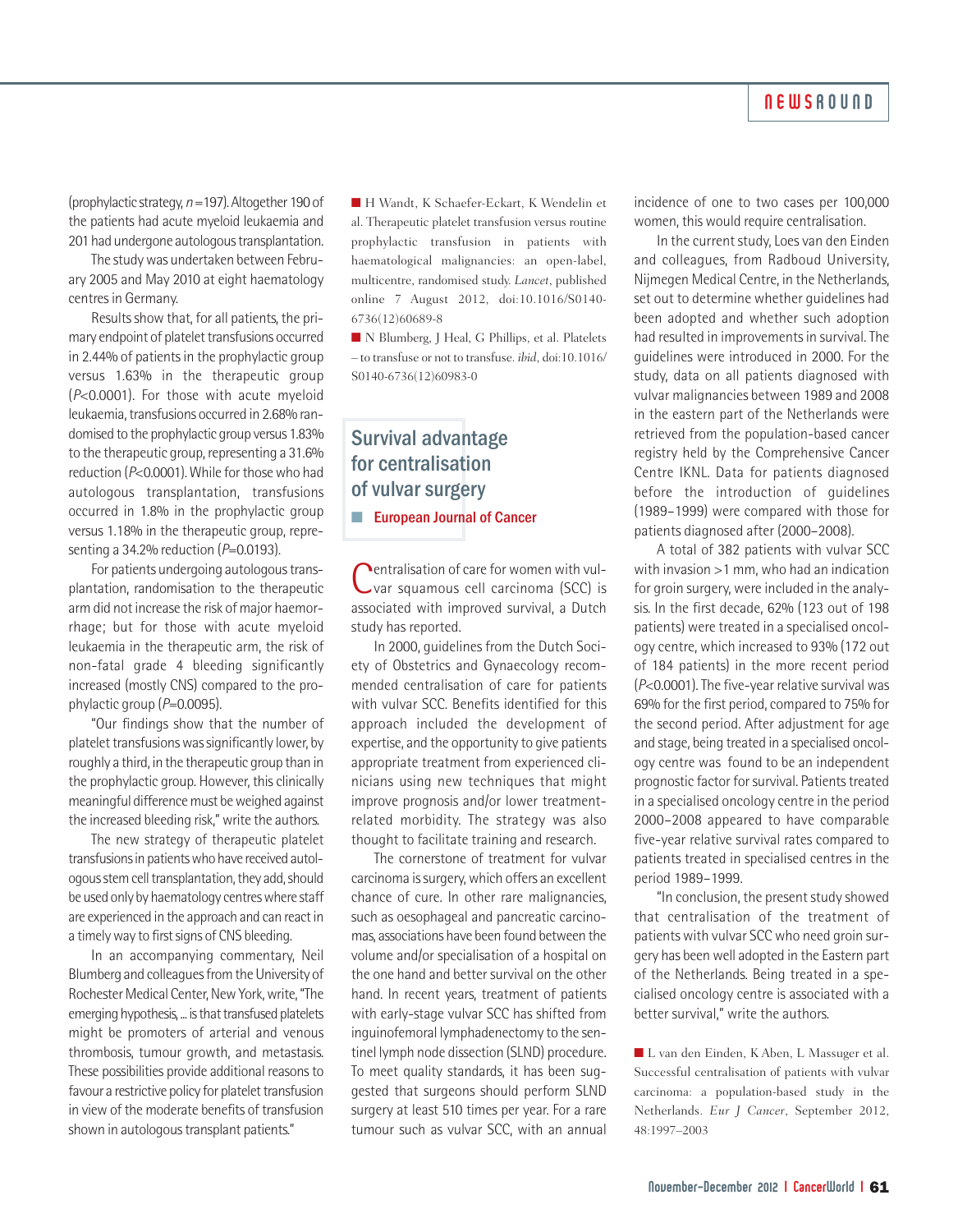(prophylactic strategy, $n$=197). Altogether 190 of the patients had acute myeloid leukaemia and 201 had undergone autologous transplantation.

The study was undertaken between February 2005 and May 2010 at eight haematology centres in Germany.

Results show that, for all patients, the primary endpoint of platelet transfusions occurred in 2.44% of patients in the prophylactic group versus 1.63% in the therapeutic group ($P$<0.0001). For those with acute myeloid leukaemia, transfusions occurred in 2.68% randomised to the prophylactic group versus 1.83% to the therapeutic group, representing a 31.6% reduction ($P$<0.0001). While for those who had autologous transplantation, transfusions occurred in 1.8% in the prophylactic group versus 1.18% in the therapeutic group, representing a 34.2% reduction ($P$=0.0193).

For patients undergoing autologous transplantation, randomisation to the therapeutic arm did not increase the risk of major haemorrhage; but for those with acute myeloid leukaemia in the therapeutic arm, the risk of non-fatal grade 4 bleeding significantly increased (mostly CNS) compared to the prophylactic group ($P$=0.0095).

"Our findings show that the number of platelet transfusions was significantly lower, by roughly a third, in the therapeutic group than in the prophylactic group. However, this clinically meaningful difference must be weighed against the increased bleeding risk," write the authors.

The new strategy of therapeutic platelet transfusions in patients who have received autologous stem cell transplantation, they add, should be used only by haematology centres where staff are experienced in the approach and can react in a timely way to first signs of CNS bleeding.

In an accompanying commentary, Neil Blumberg and colleagues from the University of Rochester Medical Center, New York, write, "The emerging hypothesis, ... is that transfused platelets might be promoters of arterial and venous thrombosis, tumour growth, and metastasis. These possibilities provide additional reasons to favour a restrictive policy for platelet transfusion in view of the moderate benefits of transfusion shown in autologous transplant patients."

■ H Wandt, K Schaefer-Eckart, K Wendelin et al. Therapeutic platelet transfusion versus routine prophylactic transfusion in patients with haematological malignancies: an open-label, multicentre, randomised study. *Lancet*, published online 7 August 2012, doi:10.1016/S0140-6736(12)60689-8

■ N Blumberg, J Heal, G Phillips, et al. Platelets – to transfuse or not to transfuse. *ibid*, doi:10.1016/S0140-6736(12)60983-0

## Survival advantage for centralisation of vulvar surgery

**European Journal of Cancer**

Centralisation of care for women with vulvar squamous cell carcinoma (SCC) is associated with improved survival, a Dutch study has reported.

In 2000, guidelines from the Dutch Society of Obstetrics and Gynaecology recommended centralisation of care for patients with vulvar SCC. Benefits identified for this approach included the development of expertise, and the opportunity to give patients appropriate treatment from experienced clinicians using new techniques that might improve prognosis and/or lower treatment-related morbidity. The strategy was also thought to facilitate training and research.

The cornerstone of treatment for vulvar carcinoma is surgery, which offers an excellent chance of cure. In other rare malignancies, such as oesophageal and pancreatic carcinomas, associations have been found between the volume and/or specialisation of a hospital on the one hand and better survival on the other hand. In recent years, treatment of patients with early-stage vulvar SCC has shifted from inguinofemoral lymphadenectomy to the sentinel lymph node dissection (SLND) procedure. To meet quality standards, it has been suggested that surgeons should perform SLND surgery at least 510 times per year. For a rare tumour such as vulvar SCC, with an annual incidence of one to two cases per 100,000 women, this would require centralisation.

In the current study, Loes van den Einden and colleagues, from Radboud University, Nijmegen Medical Centre, in the Netherlands, set out to determine whether guidelines had been adopted and whether such adoption had resulted in improvements in survival. The guidelines were introduced in 2000. For the study, data on all patients diagnosed with vulvar malignancies between 1989 and 2008 in the eastern part of the Netherlands were retrieved from the population-based cancer registry held by the Comprehensive Cancer Centre IKNL. Data for patients diagnosed before the introduction of guidelines (1989–1999) were compared with those for patients diagnosed after (2000–2008).

A total of 382 patients with vulvar SCC with invasion >1 mm, who had an indication for groin surgery, were included in the analysis. In the first decade, 62% (123 out of 198 patients) were treated in a specialised oncology centre, which increased to 93% (172 out of 184 patients) in the more recent period ($P$<0.0001). The five-year relative survival was 69% for the first period, compared to 75% for the second period. After adjustment for age and stage, being treated in a specialised oncology centre was found to be an independent prognostic factor for survival. Patients treated in a specialised oncology centre in the period 2000–2008 appeared to have comparable five-year relative survival rates compared to patients treated in specialised centres in the period 1989–1999.

"In conclusion, the present study showed that centralisation of the treatment of patients with vulvar SCC who need groin surgery has been well adopted in the Eastern part of the Netherlands. Being treated in a specialised oncology centre is associated with a better survival," write the authors.

■ L van den Einden, K Aben, L Massuger et al. Successful centralisation of patients with vulvar carcinoma: a population-based study in the Netherlands. *Eur J Cancer*, September 2012, 48:1997–2003